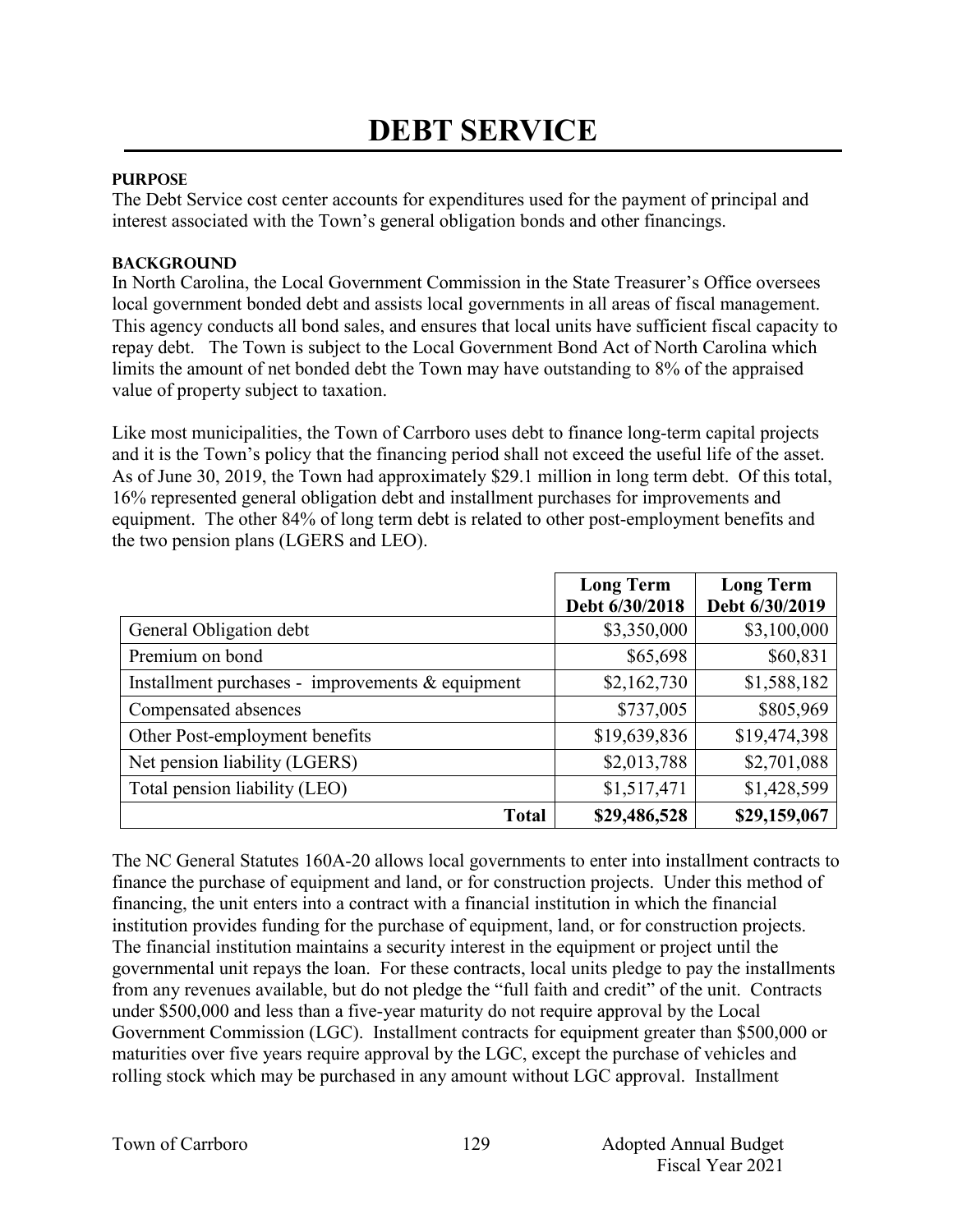# DEBT SERVICE

### PURPOSE

The Debt Service cost center accounts for expenditures used for the payment of principal and interest associated with the Town's general obligation bonds and other financings.

### BACKGROUND

In North Carolina, the Local Government Commission in the State Treasurer's Office oversees local government bonded debt and assists local governments in all areas of fiscal management. This agency conducts all bond sales, and ensures that local units have sufficient fiscal capacity to repay debt. The Town is subject to the Local Government Bond Act of North Carolina which limits the amount of net bonded debt the Town may have outstanding to 8% of the appraised value of property subject to taxation.

Like most municipalities, the Town of Carrboro uses debt to finance long-term capital projects and it is the Town's policy that the financing period shall not exceed the useful life of the asset. As of June 30, 2019, the Town had approximately $29.1 million in long term debt. Of this total, 16% represented general obligation debt and installment purchases for improvements and equipment. The other 84% of long term debt is related to other post-employment benefits and the two pension plans (LGERS and LEO).

| | Long Term Debt 6/30/2018 | Long Term Debt 6/30/2019 |
|---|---|---|
| General Obligation debt | $3,350,000 | $3,100,000 |
| Premium on bond | $65,698 | $60,831 |
| Installment purchases - improvements & equipment | $2,162,730 | $1,588,182 |
| Compensated absences | $737,005 | $805,969 |
| Other Post-employment benefits | $19,639,836 | $19,474,398 |
| Net pension liability (LGERS) | $2,013,788 | $2,701,088 |
| Total pension liability (LEO) | $1,517,471 | $1,428,599 |
| **Total** | **$29,486,528** | **$29,159,067** |

The NC General Statutes 160A-20 allows local governments to enter into installment contracts to finance the purchase of equipment and land, or for construction projects. Under this method of financing, the unit enters into a contract with a financial institution in which the financial institution provides funding for the purchase of equipment, land, or for construction projects. The financial institution maintains a security interest in the equipment or project until the governmental unit repays the loan. For these contracts, local units pledge to pay the installments from any revenues available, but do not pledge the "full faith and credit" of the unit. Contracts under $500,000 and less than a five-year maturity do not require approval by the Local Government Commission (LGC). Installment contracts for equipment greater than $500,000 or maturities over five years require approval by the LGC, except the purchase of vehicles and rolling stock which may be purchased in any amount without LGC approval. Installment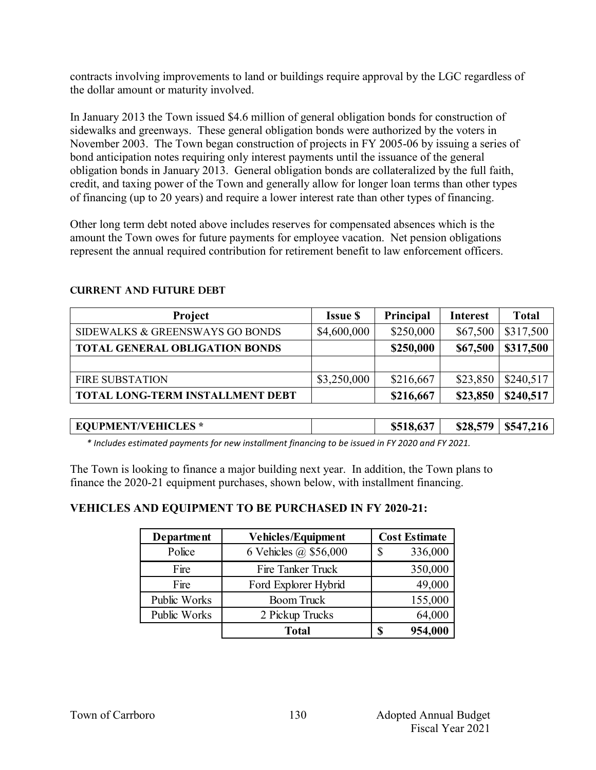contracts involving improvements to land or buildings require approval by the LGC regardless of the dollar amount or maturity involved.

In January 2013 the Town issued $4.6 million of general obligation bonds for construction of sidewalks and greenways. These general obligation bonds were authorized by the voters in November 2003. The Town began construction of projects in FY 2005-06 by issuing a series of bond anticipation notes requiring only interest payments until the issuance of the general obligation bonds in January 2013. General obligation bonds are collateralized by the full faith, credit, and taxing power of the Town and generally allow for longer loan terms than other types of financing (up to 20 years) and require a lower interest rate than other types of financing.

Other long term debt noted above includes reserves for compensated absences which is the amount the Town owes for future payments for employee vacation. Net pension obligations represent the annual required contribution for retirement benefit to law enforcement officers.

## CURRENT AND FUTURE DEBT

| Project | Issue $ | Principal | Interest | Total |
|---|---|---|---|---|
| SIDEWALKS & GREENSWAYS GO BONDS | $4,600,000 | $250,000 | $67,500 | $317,500 |
| **TOTAL GENERAL OBLIGATION BONDS** | | **$250,000** | **$67,500** | **$317,500** |
| | | | | |
| FIRE SUBSTATION | $3,250,000 | $216,667 | $23,850 | $240,517 |
| **TOTAL LONG-TERM INSTALLMENT DEBT** | | **$216,667** | **$23,850** | **$240,517** |
| | | | | |
| **EQUPMENT/VEHICLES *** | | **$518,637** | **$28,579** | **$547,216** |

*\* Includes estimated payments for new installment financing to be issued in FY 2020 and FY 2021.*

The Town is looking to finance a major building next year. In addition, the Town plans to finance the 2020-21 equipment purchases, shown below, with installment financing.

## VEHICLES AND EQUIPMENT TO BE PURCHASED IN FY 2020-21:

| Department | Vehicles/Equipment | Cost Estimate |
|---|---|---|
| Police | 6 Vehicles @ $56,000 | $ 336,000 |
| Fire | Fire Tanker Truck | 350,000 |
| Fire | Ford Explorer Hybrid | 49,000 |
| Public Works | Boom Truck | 155,000 |
| Public Works | 2 Pickup Trucks | 64,000 |
| | **Total** | **$ 954,000** |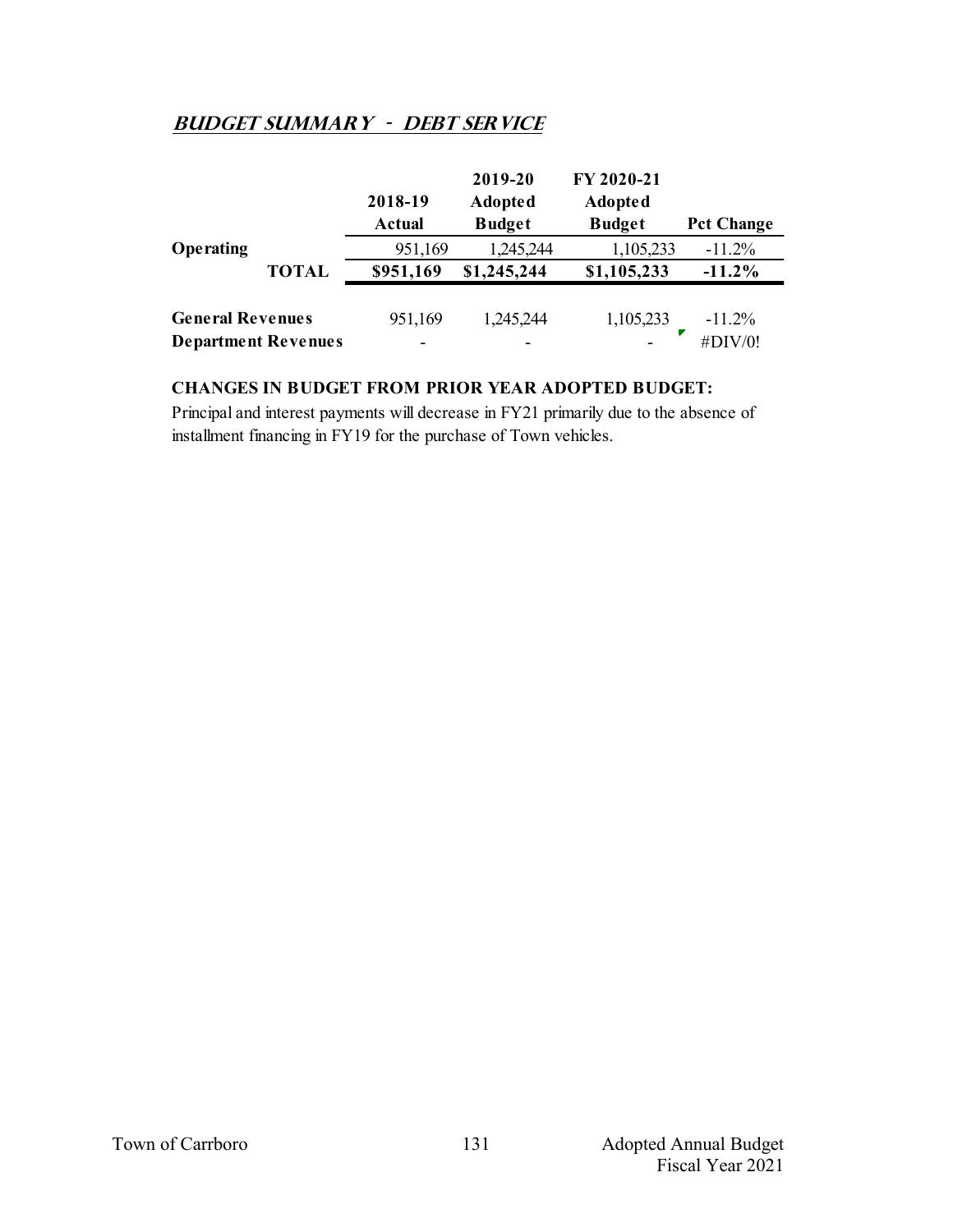## BUDGET SUMMARY - DEBT SERVICE

| | 2018-19 Actual | 2019-20 Adopted Budget | FY 2020-21 Adopted Budget | Pct Change |
|---|---|---|---|---|
| **Operating** | 951,169 | 1,245,244 | 1,105,233 | -11.2% |
| **TOTAL** | **$951,169** | **$1,245,244** | **$1,105,233** | **-11.2%** |
| | | | | |
| **General Revenues** | 951,169 | 1,245,244 | 1,105,233 | -11.2% |
| **Department Revenues** | - | - | - | #DIV/0! |

**CHANGES IN BUDGET FROM PRIOR YEAR ADOPTED BUDGET:**

Principal and interest payments will decrease in FY21 primarily due to the absence of installment financing in FY19 for the purchase of Town vehicles.